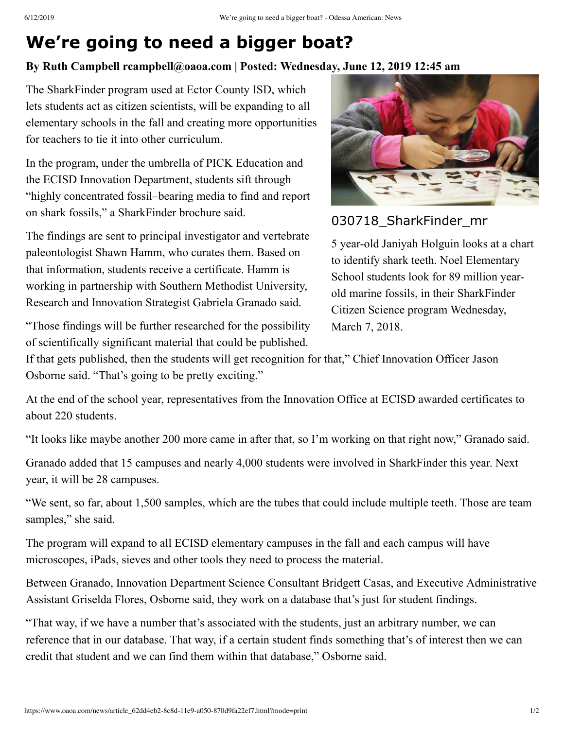# We're going to need a bigger boat?

**By Ruth Campbell rcampbell@oaoa.com | Posted: Wednesday, June 12, 2019 12:45 am**

The SharkFinder program used at Ector County ISD, which lets students act as citizen scientists, will be expanding to all elementary schools in the fall and creating more opportunities for teachers to tie it into other curriculum.

In the program, under the umbrella of PICK Education and the ECISD Innovation Department, students sift through "highly concentrated fossil–bearing media to find and report on shark fossils," a SharkFinder brochure said.

The findings are sent to principal investigator and vertebrate paleontologist Shawn Hamm, who curates them. Based on that information, students receive a certificate. Hamm is working in partnership with Southern Methodist University, Research and Innovation Strategist Gabriela Granado said.

030718_SharkFinder_mr

5 year-old Janiyah Holguin looks at a chart to identify shark teeth. Noel Elementary School students look for 89 million year-old marine fossils, in their SharkFinder Citizen Science program Wednesday, March 7, 2018.

"Those findings will be further researched for the possibility of scientifically significant material that could be published. If that gets published, then the students will get recognition for that," Chief Innovation Officer Jason Osborne said. "That's going to be pretty exciting."

At the end of the school year, representatives from the Innovation Office at ECISD awarded certificates to about 220 students.

"It looks like maybe another 200 more came in after that, so I'm working on that right now," Granado said.

Granado added that 15 campuses and nearly 4,000 students were involved in SharkFinder this year. Next year, it will be 28 campuses.

"We sent, so far, about 1,500 samples, which are the tubes that could include multiple teeth. Those are team samples," she said.

The program will expand to all ECISD elementary campuses in the fall and each campus will have microscopes, iPads, sieves and other tools they need to process the material.

Between Granado, Innovation Department Science Consultant Bridgett Casas, and Executive Administrative Assistant Griselda Flores, Osborne said, they work on a database that's just for student findings.

"That way, if we have a number that's associated with the students, just an arbitrary number, we can reference that in our database. That way, if a certain student finds something that's of interest then we can credit that student and we can find them within that database," Osborne said.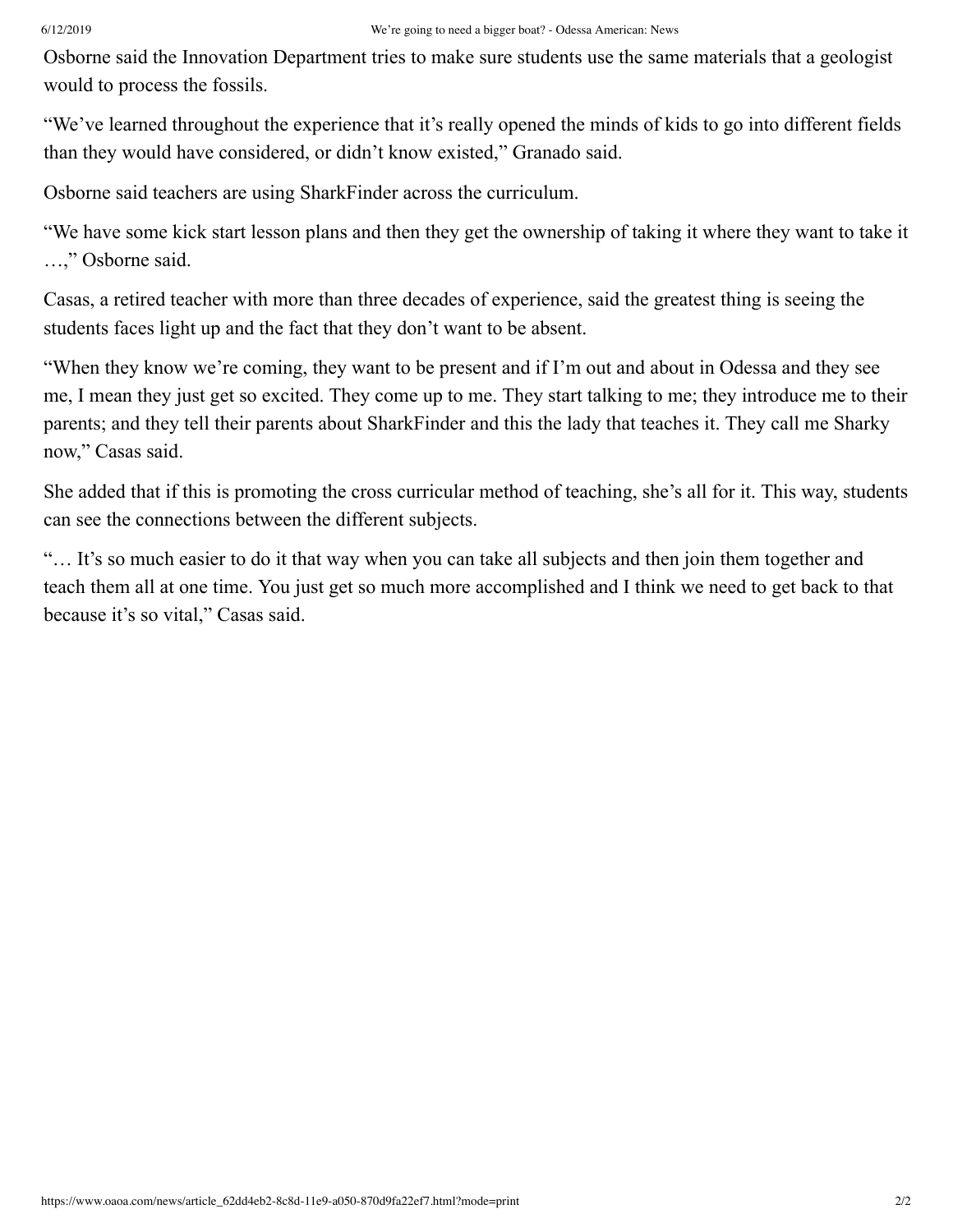Osborne said the Innovation Department tries to make sure students use the same materials that a geologist would to process the fossils.

“We’ve learned throughout the experience that it’s really opened the minds of kids to go into different fields than they would have considered, or didn’t know existed,” Granado said.

Osborne said teachers are using SharkFinder across the curriculum.

“We have some kick start lesson plans and then they get the ownership of taking it where they want to take it …,” Osborne said.

Casas, a retired teacher with more than three decades of experience, said the greatest thing is seeing the students faces light up and the fact that they don’t want to be absent.

“When they know we’re coming, they want to be present and if I’m out and about in Odessa and they see me, I mean they just get so excited. They come up to me. They start talking to me; they introduce me to their parents; and they tell their parents about SharkFinder and this the lady that teaches it. They call me Sharky now,” Casas said.

She added that if this is promoting the cross curricular method of teaching, she’s all for it. This way, students can see the connections between the different subjects.

“… It’s so much easier to do it that way when you can take all subjects and then join them together and teach them all at one time. You just get so much more accomplished and I think we need to get back to that because it’s so vital,” Casas said.